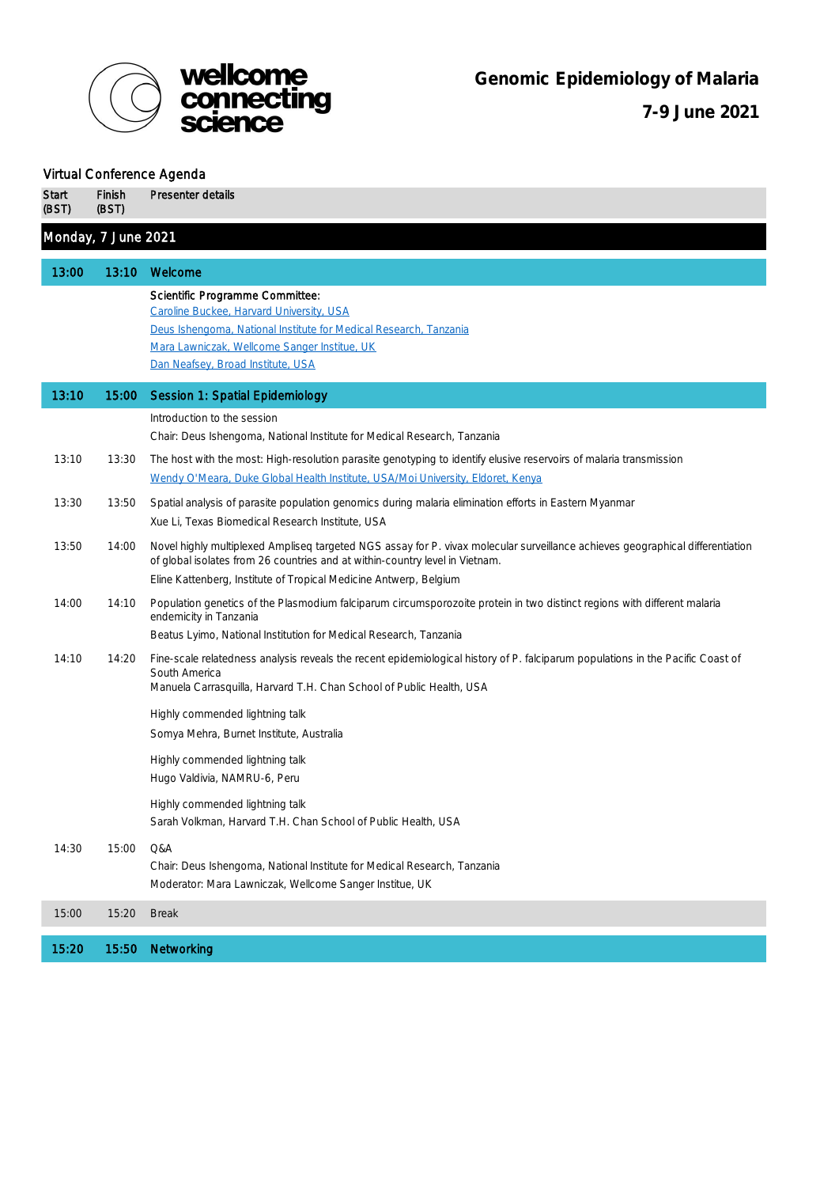wellcome connecting science

# Genomic Epidemiology of Malaria

## 7-9 June 2021

Virtual Conference Agenda

| Start (BST) | Finish (BST) | Presenter details |
|---|---|---|
| **Monday, 7 June 2021** | | |
| **13:00** | **13:10** | **Welcome** |
| | | Scientific Programme Committee:<br>Caroline Buckee, Harvard University, USA<br>Deus Ishengoma, National Institute for Medical Research, Tanzania<br>Mara Lawniczak, Wellcome Sanger Institue, UK<br>Dan Neafsey, Broad Institute, USA |
| **13:10** | **15:00** | **Session 1: Spatial Epidemiology** |
| | | Introduction to the session<br>Chair: Deus Ishengoma, National Institute for Medical Research, Tanzania |
| 13:10 | 13:30 | The host with the most: High-resolution parasite genotyping to identify elusive reservoirs of malaria transmission<br>Wendy O'Meara, Duke Global Health Institute, USA/Moi University, Eldoret, Kenya |
| 13:30 | 13:50 | Spatial analysis of parasite population genomics during malaria elimination efforts in Eastern Myanmar<br>Xue Li, Texas Biomedical Research Institute, USA |
| 13:50 | 14:00 | Novel highly multiplexed Ampliseq targeted NGS assay for P. vivax molecular surveillance achieves geographical differentiation of global isolates from 26 countries and at within-country level in Vietnam.<br>Eline Kattenberg, Institute of Tropical Medicine Antwerp, Belgium |
| 14:00 | 14:10 | Population genetics of the Plasmodium falciparum circumsporozoite protein in two distinct regions with different malaria endemicity in Tanzania<br>Beatus Lyimo, National Institution for Medical Research, Tanzania |
| 14:10 | 14:20 | Fine-scale relatedness analysis reveals the recent epidemiological history of P. falciparum populations in the Pacific Coast of South America<br>Manuela Carrasquilla, Harvard T.H. Chan School of Public Health, USA |
| | | Highly commended lightning talk<br>Somya Mehra, Burnet Institute, Australia |
| | | Highly commended lightning talk<br>Hugo Valdivia, NAMRU-6, Peru |
| | | Highly commended lightning talk<br>Sarah Volkman, Harvard T.H. Chan School of Public Health, USA |
| 14:30 | 15:00 | Q&A<br>Chair: Deus Ishengoma, National Institute for Medical Research, Tanzania<br>Moderator: Mara Lawniczak, Wellcome Sanger Institue, UK |
| 15:00 | 15:20 | Break |
| **15:20** | **15:50** | **Networking** |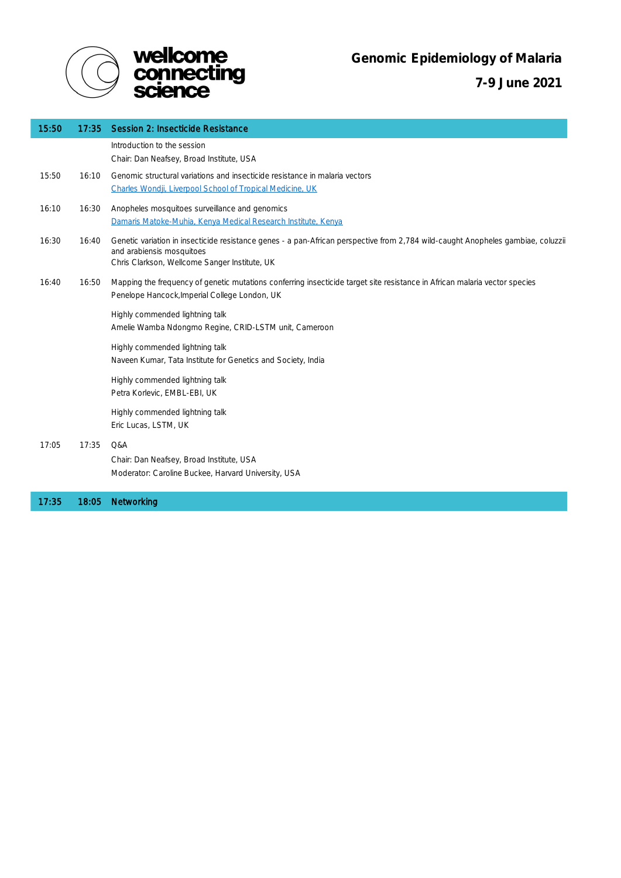# Genomic Epidemiology of Malaria

## 7-9 June 2021

| Start | End | Programme |
|---|---|---|
| **15:50** | **17:35** | **Session 2: Insecticide Resistance** |
| | | Introduction to the session<br>Chair: Dan Neafsey, Broad Institute, USA |
| 15:50 | 16:10 | Genomic structural variations and insecticide resistance in malaria vectors<br>Charles Wondji, Liverpool School of Tropical Medicine, UK |
| 16:10 | 16:30 | Anopheles mosquitoes surveillance and genomics<br>Damaris Matoke-Muhia, Kenya Medical Research Institute, Kenya |
| 16:30 | 16:40 | Genetic variation in insecticide resistance genes - a pan-African perspective from 2,784 wild-caught Anopheles gambiae, coluzzii and arabiensis mosquitoes<br>Chris Clarkson, Wellcome Sanger Institute, UK |
| 16:40 | 16:50 | Mapping the frequency of genetic mutations conferring insecticide target site resistance in African malaria vector species<br>Penelope Hancock,Imperial College London, UK |
| | | Highly commended lightning talk<br>Amelie Wamba Ndongmo Regine, CRID-LSTM unit, Cameroon |
| | | Highly commended lightning talk<br>Naveen Kumar, Tata Institute for Genetics and Society, India |
| | | Highly commended lightning talk<br>Petra Korlevic, EMBL-EBI, UK |
| | | Highly commended lightning talk<br>Eric Lucas, LSTM, UK |
| 17:05 | 17:35 | Q&A<br>Chair: Dan Neafsey, Broad Institute, USA<br>Moderator: Caroline Buckee, Harvard University, USA |
| **17:35** | **18:05** | **Networking** |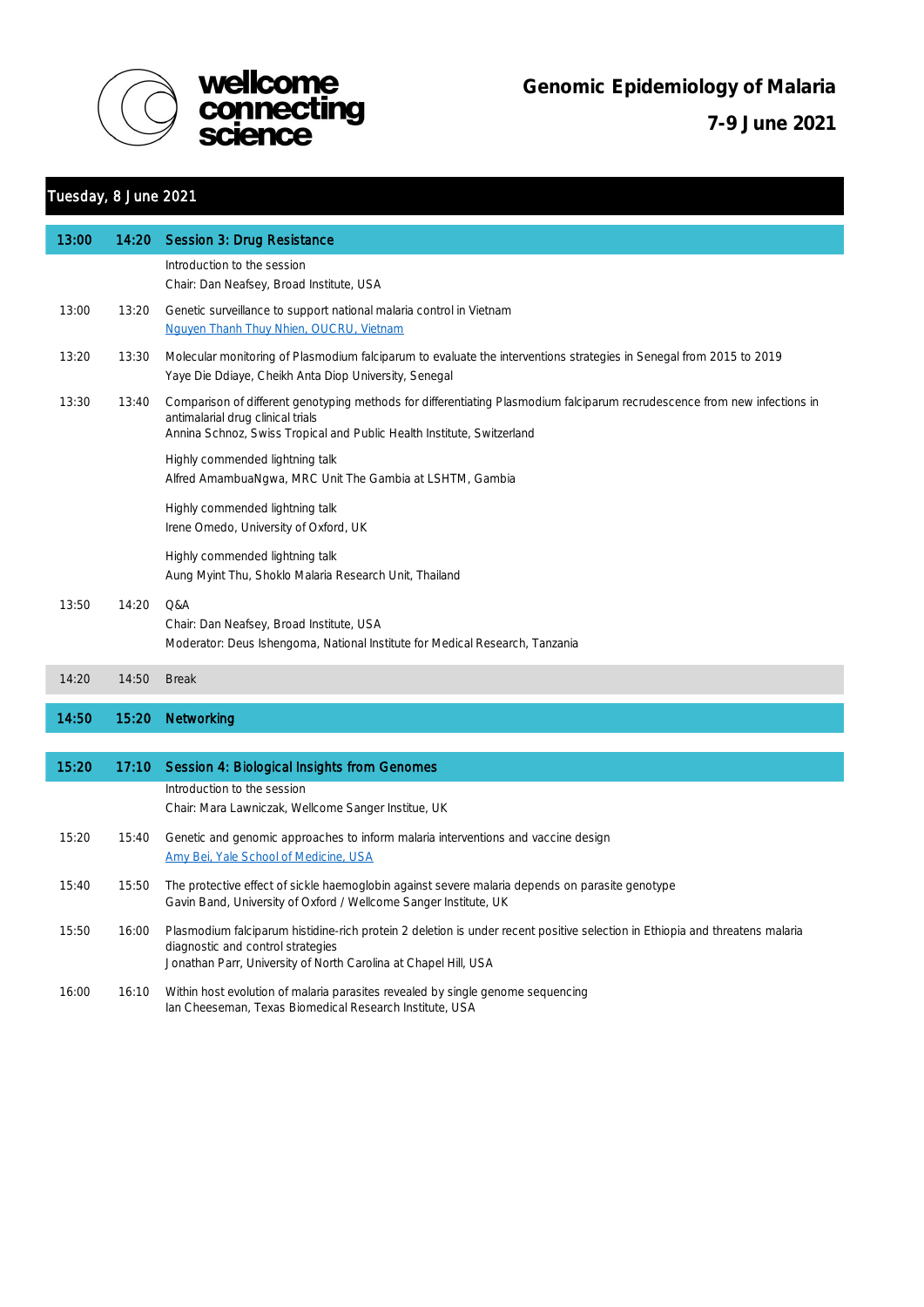**wellcome connecting science**

# Genomic Epidemiology of Malaria

## 7-9 June 2021

## Tuesday, 8 June 2021

| Start | End | Session |
|---|---|---|
| **13:00** | **14:20** | **Session 3: Drug Resistance** |
| | | Introduction to the session<br>Chair: Dan Neafsey, Broad Institute, USA |
| 13:00 | 13:20 | Genetic surveillance to support national malaria control in Vietnam<br>Nguyen Thanh Thuy Nhien, OUCRU, Vietnam |
| 13:20 | 13:30 | Molecular monitoring of Plasmodium falciparum to evaluate the interventions strategies in Senegal from 2015 to 2019<br>Yaye Die Ddiaye, Cheikh Anta Diop University, Senegal |
| 13:30 | 13:40 | Comparison of different genotyping methods for differentiating Plasmodium falciparum recrudescence from new infections in antimalarial drug clinical trials<br>Annina Schnoz, Swiss Tropical and Public Health Institute, Switzerland |
| | | Highly commended lightning talk<br>Alfred AmambuaNgwa, MRC Unit The Gambia at LSHTM, Gambia |
| | | Highly commended lightning talk<br>Irene Omedo, University of Oxford, UK |
| | | Highly commended lightning talk<br>Aung Myint Thu, Shoklo Malaria Research Unit, Thailand |
| 13:50 | 14:20 | Q&A<br>Chair: Dan Neafsey, Broad Institute, USA<br>Moderator: Deus Ishengoma, National Institute for Medical Research, Tanzania |
| 14:20 | 14:50 | Break |
| **14:50** | **15:20** | **Networking** |
| **15:20** | **17:10** | **Session 4: Biological Insights from Genomes** |
| | | Introduction to the session<br>Chair: Mara Lawniczak, Wellcome Sanger Institue, UK |
| 15:20 | 15:40 | Genetic and genomic approaches to inform malaria interventions and vaccine design<br>Amy Bei, Yale School of Medicine, USA |
| 15:40 | 15:50 | The protective effect of sickle haemoglobin against severe malaria depends on parasite genotype<br>Gavin Band, University of Oxford / Wellcome Sanger Institute, UK |
| 15:50 | 16:00 | Plasmodium falciparum histidine-rich protein 2 deletion is under recent positive selection in Ethiopia and threatens malaria diagnostic and control strategies<br>Jonathan Parr, University of North Carolina at Chapel Hill, USA |
| 16:00 | 16:10 | Within host evolution of malaria parasites revealed by single genome sequencing<br>Ian Cheeseman, Texas Biomedical Research Institute, USA |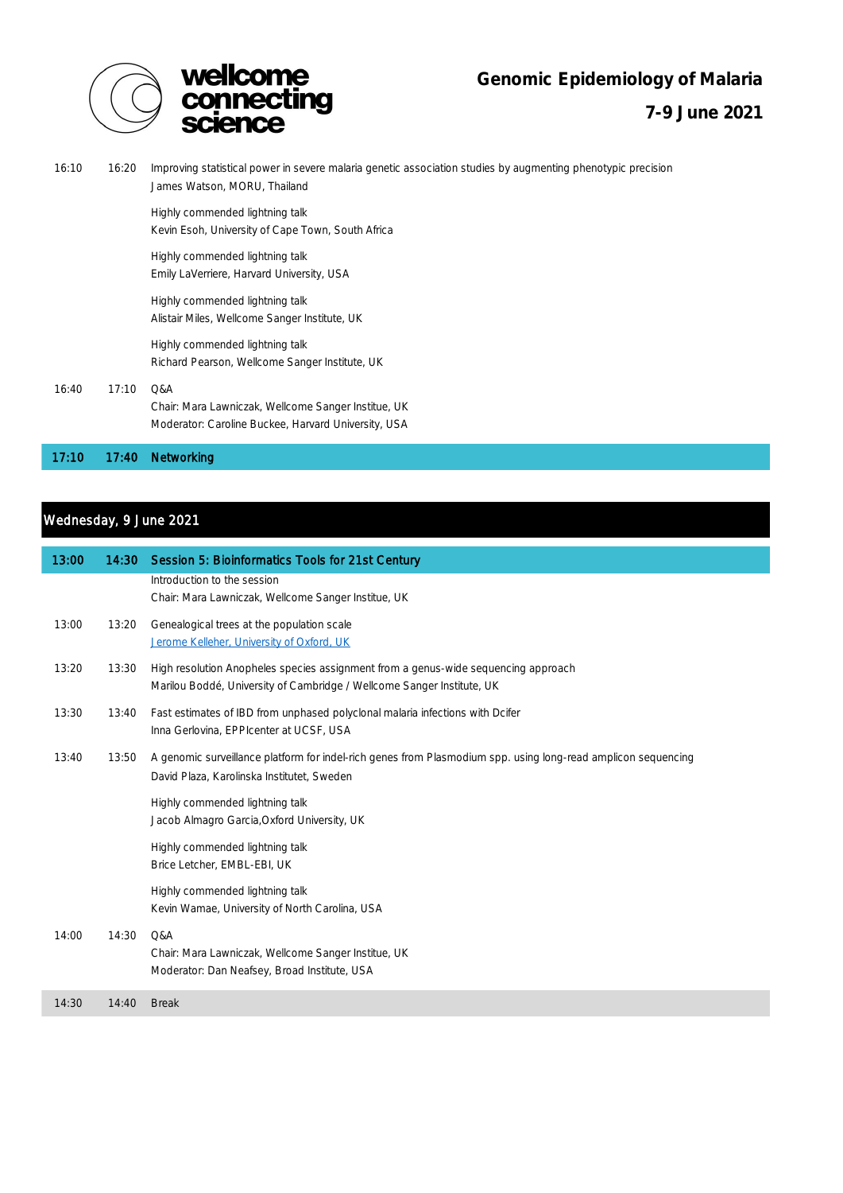| | | |
|---|---|---|
| 16:10 | 16:20 | Improving statistical power in severe malaria genetic association studies by augmenting phenotypic precision<br>James Watson, MORU, Thailand |
| | | Highly commended lightning talk<br>Kevin Esoh, University of Cape Town, South Africa |
| | | Highly commended lightning talk<br>Emily LaVerriere, Harvard University, USA |
| | | Highly commended lightning talk<br>Alistair Miles, Wellcome Sanger Institute, UK |
| | | Highly commended lightning talk<br>Richard Pearson, Wellcome Sanger Institute, UK |
| 16:40 | 17:10 | Q&A<br>Chair: Mara Lawniczak, Wellcome Sanger Institue, UK<br>Moderator: Caroline Buckee, Harvard University, USA |
| **17:10** | **17:40** | **Networking** |

## Wednesday, 9 June 2021

| | | |
|---|---|---|
| **13:00** | **14:30** | **Session 5: Bioinformatics Tools for 21st Century** |
| | | Introduction to the session<br>Chair: Mara Lawniczak, Wellcome Sanger Institue, UK |
| 13:00 | 13:20 | Genealogical trees at the population scale<br>Jerome Kelleher, University of Oxford, UK |
| 13:20 | 13:30 | High resolution Anopheles species assignment from a genus-wide sequencing approach<br>Marilou Boddé, University of Cambridge / Wellcome Sanger Institute, UK |
| 13:30 | 13:40 | Fast estimates of IBD from unphased polyclonal malaria infections with Dcifer<br>Inna Gerlovina, EPPIcenter at UCSF, USA |
| 13:40 | 13:50 | A genomic surveillance platform for indel-rich genes from Plasmodium spp. using long-read amplicon sequencing<br>David Plaza, Karolinska Institutet, Sweden |
| | | Highly commended lightning talk<br>Jacob Almagro Garcia,Oxford University, UK |
| | | Highly commended lightning talk<br>Brice Letcher, EMBL-EBI, UK |
| | | Highly commended lightning talk<br>Kevin Wamae, University of North Carolina, USA |
| 14:00 | 14:30 | Q&A<br>Chair: Mara Lawniczak, Wellcome Sanger Institue, UK<br>Moderator: Dan Neafsey, Broad Institute, USA |
| 14:30 | 14:40 | Break |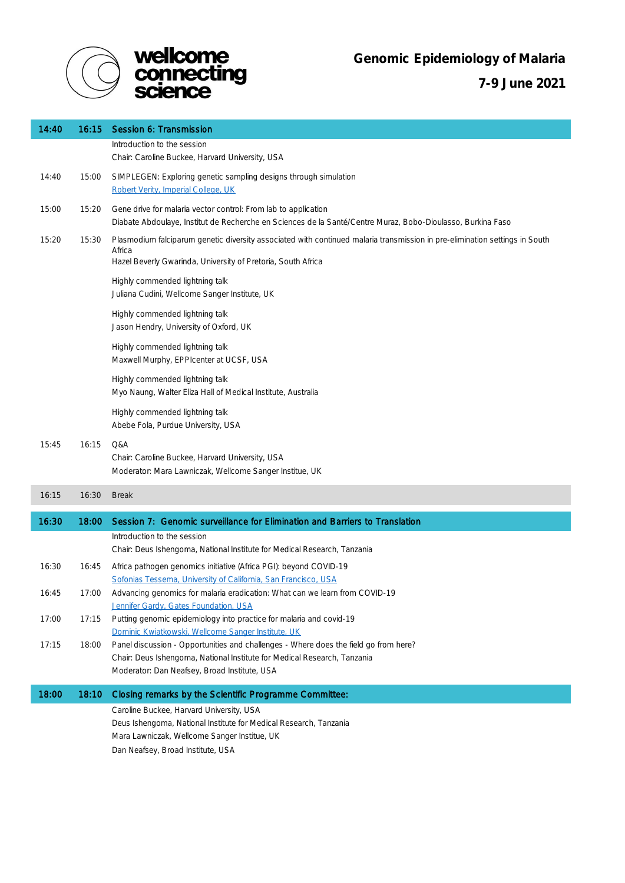| | | |
|---|---|---|
| **14:40** | **16:15** | **Session 6: Transmission** |
| | | Introduction to the session<br>Chair: Caroline Buckee, Harvard University, USA |
| 14:40 | 15:00 | SIMPLEGEN: Exploring genetic sampling designs through simulation<br>Robert Verity, Imperial College, UK |
| 15:00 | 15:20 | Gene drive for malaria vector control: From lab to application<br>Diabate Abdoulaye, Institut de Recherche en Sciences de la Santé/Centre Muraz, Bobo-Dioulasso, Burkina Faso |
| 15:20 | 15:30 | Plasmodium falciparum genetic diversity associated with continued malaria transmission in pre-elimination settings in South Africa<br>Hazel Beverly Gwarinda, University of Pretoria, South Africa |
| | | Highly commended lightning talk<br>Juliana Cudini, Wellcome Sanger Institute, UK |
| | | Highly commended lightning talk<br>Jason Hendry, University of Oxford, UK |
| | | Highly commended lightning talk<br>Maxwell Murphy, EPPIcenter at UCSF, USA |
| | | Highly commended lightning talk<br>Myo Naung, Walter Eliza Hall of Medical Institute, Australia |
| | | Highly commended lightning talk<br>Abebe Fola, Purdue University, USA |
| 15:45 | 16:15 | Q&A<br>Chair: Caroline Buckee, Harvard University, USA<br>Moderator: Mara Lawniczak, Wellcome Sanger Institue, UK |
| 16:15 | 16:30 | Break |
| **16:30** | **18:00** | **Session 7: Genomic surveillance for Elimination and Barriers to Translation** |
| | | Introduction to the session<br>Chair: Deus Ishengoma, National Institute for Medical Research, Tanzania |
| 16:30 | 16:45 | Africa pathogen genomics initiative (Africa PGI): beyond COVID-19<br>Sofonias Tessema, University of California, San Francisco, USA |
| 16:45 | 17:00 | Advancing genomics for malaria eradication: What can we learn from COVID-19<br>Jennifer Gardy, Gates Foundation, USA |
| 17:00 | 17:15 | Putting genomic epidemiology into practice for malaria and covid-19<br>Dominic Kwiatkowski, Wellcome Sanger Institute, UK |
| 17:15 | 18:00 | Panel discussion - Opportunities and challenges - Where does the field go from here?<br>Chair: Deus Ishengoma, National Institute for Medical Research, Tanzania<br>Moderator: Dan Neafsey, Broad Institute, USA |
| **18:00** | **18:10** | **Closing remarks by the Scientific Programme Committee:** |
| | | Caroline Buckee, Harvard University, USA<br>Deus Ishengoma, National Institute for Medical Research, Tanzania<br>Mara Lawniczak, Wellcome Sanger Institue, UK<br>Dan Neafsey, Broad Institute, USA |